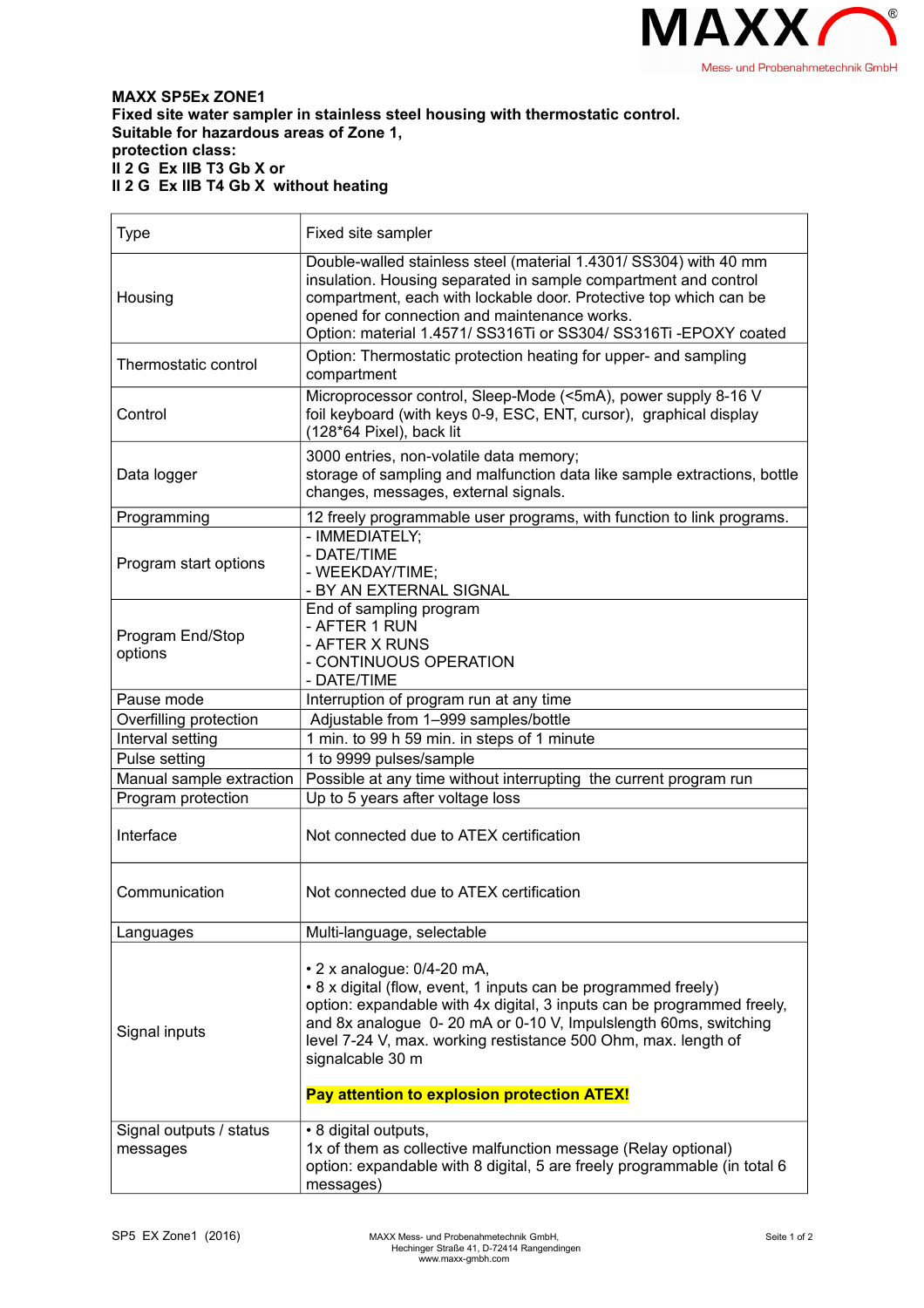**MAXX SP5Ex ZONE1**
**Fixed site water sampler in stainless steel housing with thermostatic control.**
**Suitable for hazardous areas of Zone 1,**
**protection class:**
**II 2 G Ex IIB T3 Gb X or**
**II 2 G Ex IIB T4 Gb X without heating**

| Type | Fixed site sampler |
|---|---|
| Housing | Double-walled stainless steel (material 1.4301/ SS304) with 40 mm insulation. Housing separated in sample compartment and control compartment, each with lockable door. Protective top which can be opened for connection and maintenance works.<br>Option: material 1.4571/ SS316Ti or SS304/ SS316Ti -EPOXY coated |
| Thermostatic control | Option: Thermostatic protection heating for upper- and sampling compartment |
| Control | Microprocessor control, Sleep-Mode (<5mA), power supply 8-16 V foil keyboard (with keys 0-9, ESC, ENT, cursor), graphical display (128*64 Pixel), back lit |
| Data logger | 3000 entries, non-volatile data memory;<br>storage of sampling and malfunction data like sample extractions, bottle changes, messages, external signals. |
| Programming | 12 freely programmable user programs, with function to link programs. |
| Program start options | - IMMEDIATELY;<br>- DATE/TIME<br>- WEEKDAY/TIME;<br>- BY AN EXTERNAL SIGNAL |
| Program End/Stop options | End of sampling program<br>- AFTER 1 RUN<br>- AFTER X RUNS<br>- CONTINUOUS OPERATION<br>- DATE/TIME |
| Pause mode | Interruption of program run at any time |
| Overfilling protection | Adjustable from 1–999 samples/bottle |
| Interval setting | 1 min. to 99 h 59 min. in steps of 1 minute |
| Pulse setting | 1 to 9999 pulses/sample |
| Manual sample extraction | Possible at any time without interrupting the current program run |
| Program protection | Up to 5 years after voltage loss |
| Interface | Not connected due to ATEX certification |
| Communication | Not connected due to ATEX certification |
| Languages | Multi-language, selectable |
| Signal inputs | • 2 x analogue: 0/4-20 mA,<br>• 8 x digital (flow, event, 1 inputs can be programmed freely)<br>option: expandable with 4x digital, 3 inputs can be programmed freely, and 8x analogue 0- 20 mA or 0-10 V, Impulslength 60ms, switching level 7-24 V, max. working restistance 500 Ohm, max. length of signalcable 30 m<br><br>**Pay attention to explosion protection ATEX!** |
| Signal outputs / status messages | • 8 digital outputs,<br>1x of them as collective malfunction message (Relay optional)<br>option: expandable with 8 digital, 5 are freely programmable (in total 6 messages) |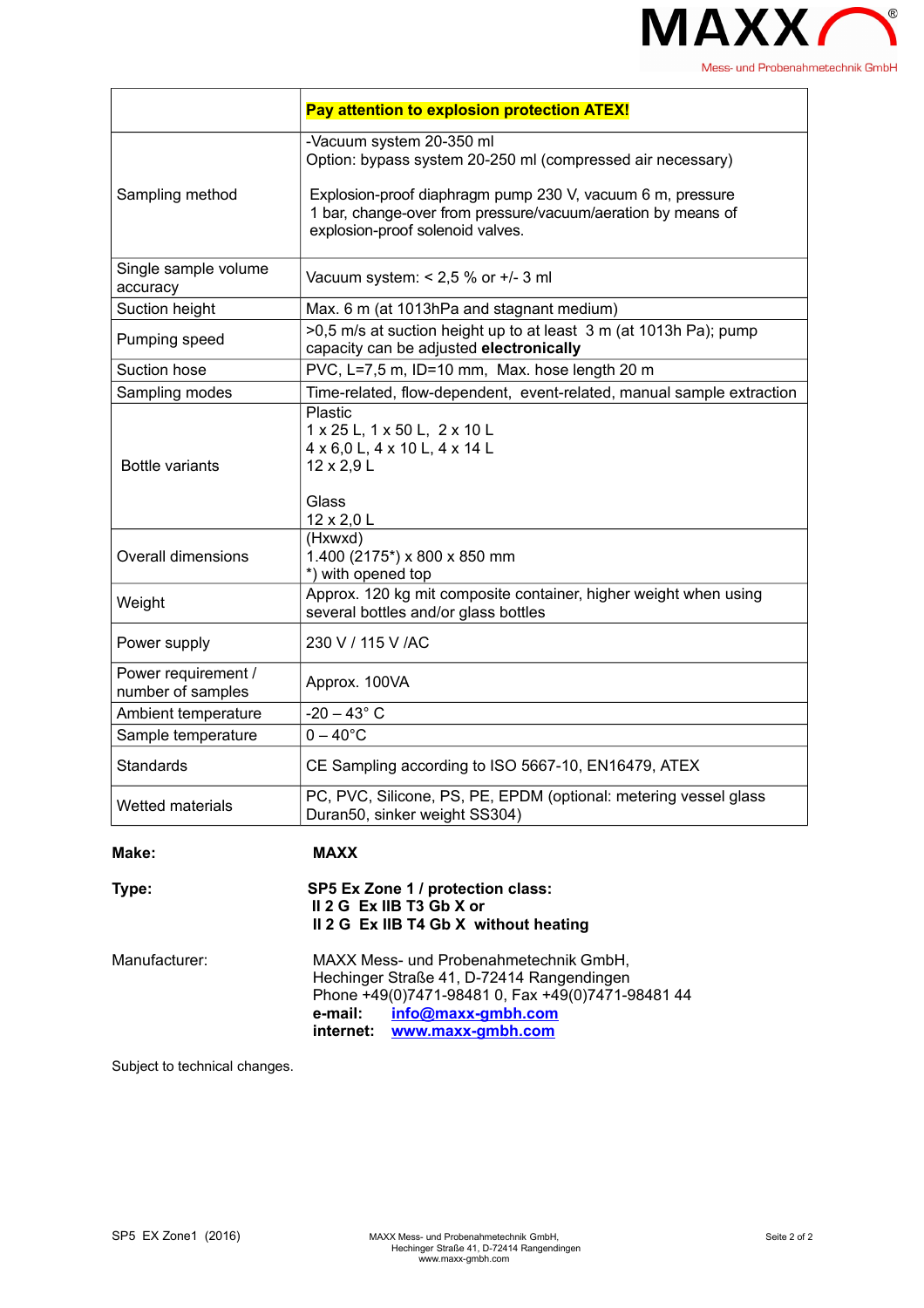| | |
|---|---|
| | **Pay attention to explosion protection ATEX!** |
| Sampling method | -Vacuum system 20-350 ml<br>Option: bypass system 20-250 ml (compressed air necessary)<br><br>Explosion-proof diaphragm pump 230 V, vacuum 6 m, pressure 1 bar, change-over from pressure/vacuum/aeration by means of explosion-proof solenoid valves. |
| Single sample volume accuracy | Vacuum system: < 2,5 % or +/- 3 ml |
| Suction height | Max. 6 m (at 1013hPa and stagnant medium) |
| Pumping speed | >0,5 m/s at suction height up to at least 3 m (at 1013h Pa); pump capacity can be adjusted **electronically** |
| Suction hose | PVC, L=7,5 m, ID=10 mm, Max. hose length 20 m |
| Sampling modes | Time-related, flow-dependent, event-related, manual sample extraction |
| Bottle variants | Plastic<br>1 x 25 L, 1 x 50 L, 2 x 10 L<br>4 x 6,0 L, 4 x 10 L, 4 x 14 L<br>12 x 2,9 L<br><br>Glass<br>12 x 2,0 L |
| Overall dimensions | (Hxwxd)<br>1.400 (2175*) x 800 x 850 mm<br>*) with opened top |
| Weight | Approx. 120 kg mit composite container, higher weight when using several bottles and/or glass bottles |
| Power supply | 230 V / 115 V /AC |
| Power requirement / number of samples | Approx. 100VA |
| Ambient temperature | -20 – 43° C |
| Sample temperature | 0 – 40°C |
| Standards | CE Sampling according to ISO 5667-10, EN16479, ATEX |
| Wetted materials | PC, PVC, Silicone, PS, PE, EPDM (optional: metering vessel glass Duran50, sinker weight SS304) |

**Make:** **MAXX**

**Type:** **SP5 Ex Zone 1 / protection class:**
**II 2 G Ex IIB T3 Gb X or**
**II 2 G Ex IIB T4 Gb X without heating**

Manufacturer: MAXX Mess- und Probenahmetechnik GmbH,
Hechinger Straße 41, D-72414 Rangendingen
Phone +49(0)7471-98481 0, Fax +49(0)7471-98481 44
**e-mail:** **info@maxx-gmbh.com**
**internet:** **www.maxx-gmbh.com**

Subject to technical changes.